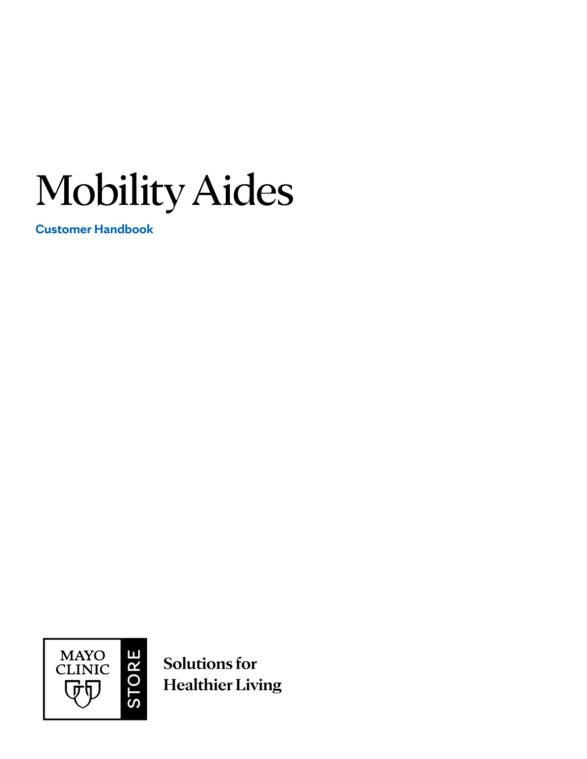# Mobility Aides

**Customer Handbook**

MAYO CLINIC STORE

**Solutions for Healthier Living**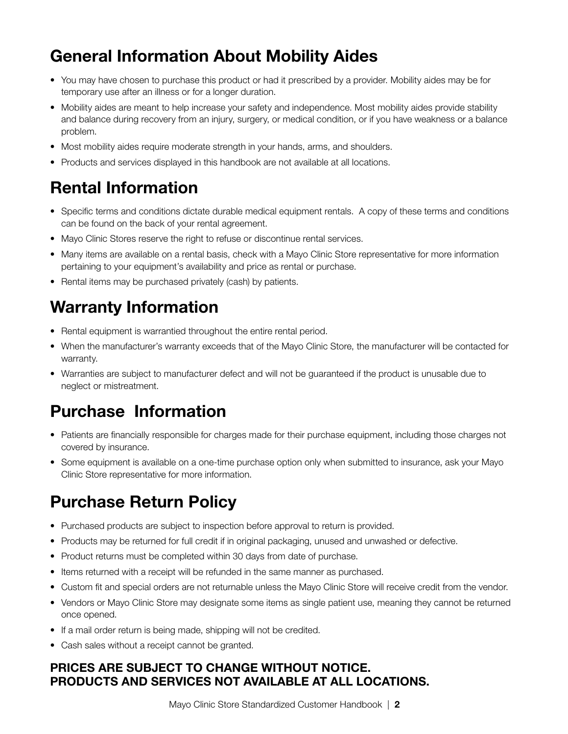## General Information About Mobility Aides

- You may have chosen to purchase this product or had it prescribed by a provider. Mobility aides may be for temporary use after an illness or for a longer duration.
- Mobility aides are meant to help increase your safety and independence. Most mobility aides provide stability and balance during recovery from an injury, surgery, or medical condition, or if you have weakness or a balance problem.
- Most mobility aides require moderate strength in your hands, arms, and shoulders.
- Products and services displayed in this handbook are not available at all locations.

## Rental Information

- Specific terms and conditions dictate durable medical equipment rentals. A copy of these terms and conditions can be found on the back of your rental agreement.
- Mayo Clinic Stores reserve the right to refuse or discontinue rental services.
- Many items are available on a rental basis, check with a Mayo Clinic Store representative for more information pertaining to your equipment's availability and price as rental or purchase.
- Rental items may be purchased privately (cash) by patients.

## Warranty Information

- Rental equipment is warrantied throughout the entire rental period.
- When the manufacturer's warranty exceeds that of the Mayo Clinic Store, the manufacturer will be contacted for warranty.
- Warranties are subject to manufacturer defect and will not be guaranteed if the product is unusable due to neglect or mistreatment.

## Purchase Information

- Patients are financially responsible for charges made for their purchase equipment, including those charges not covered by insurance.
- Some equipment is available on a one-time purchase option only when submitted to insurance, ask your Mayo Clinic Store representative for more information.

## Purchase Return Policy

- Purchased products are subject to inspection before approval to return is provided.
- Products may be returned for full credit if in original packaging, unused and unwashed or defective.
- Product returns must be completed within 30 days from date of purchase.
- Items returned with a receipt will be refunded in the same manner as purchased.
- Custom fit and special orders are not returnable unless the Mayo Clinic Store will receive credit from the vendor.
- Vendors or Mayo Clinic Store may designate some items as single patient use, meaning they cannot be returned once opened.
- If a mail order return is being made, shipping will not be credited.
- Cash sales without a receipt cannot be granted.

**PRICES ARE SUBJECT TO CHANGE WITHOUT NOTICE.**
**PRODUCTS AND SERVICES NOT AVAILABLE AT ALL LOCATIONS.**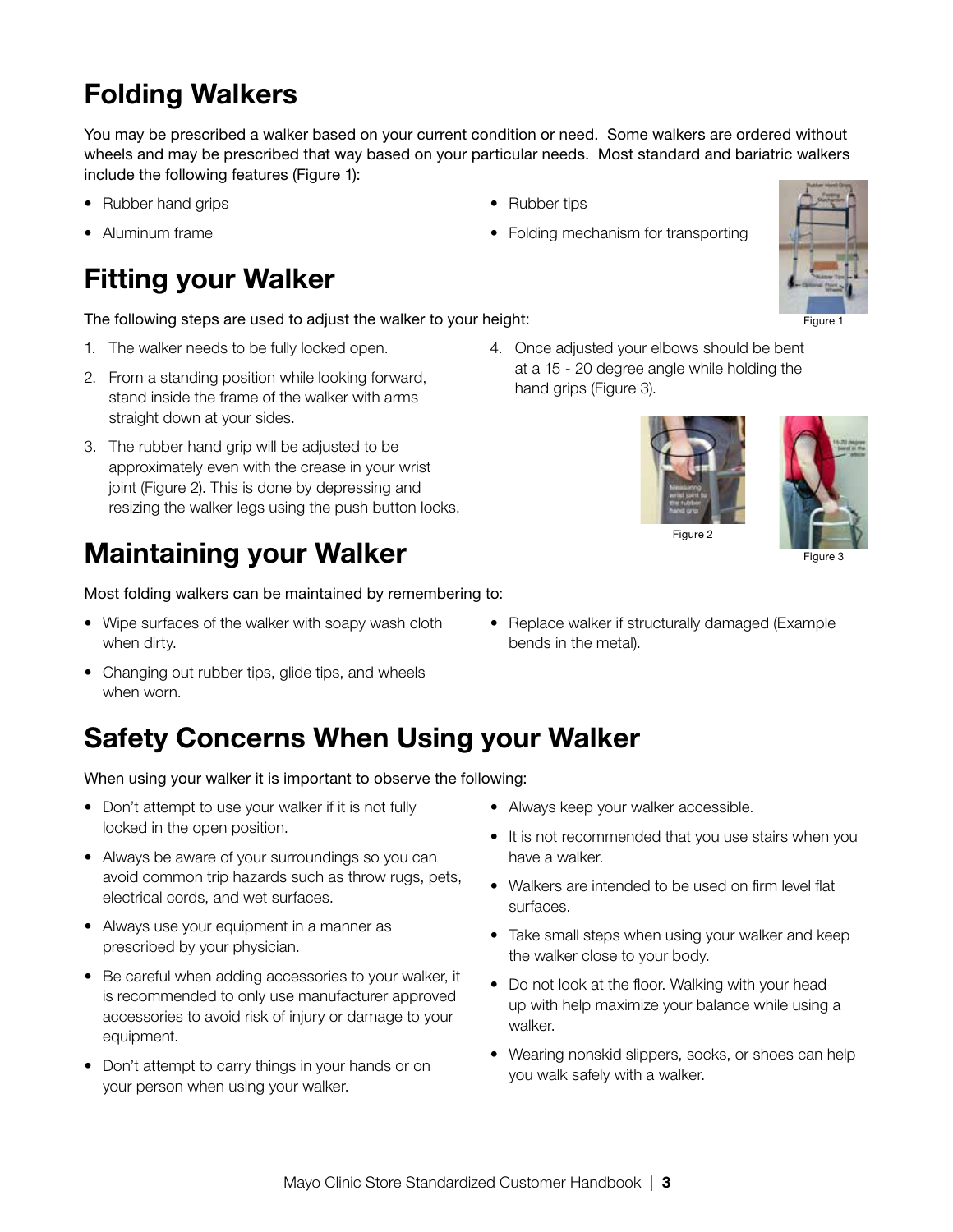## Folding Walkers

You may be prescribed a walker based on your current condition or need. Some walkers are ordered without wheels and may be prescribed that way based on your particular needs. Most standard and bariatric walkers include the following features (Figure 1):

- Rubber hand grips
- Aluminum frame
- Rubber tips
- Folding mechanism for transporting

Figure 1

## Fitting your Walker

The following steps are used to adjust the walker to your height:

1. The walker needs to be fully locked open.
2. From a standing position while looking forward, stand inside the frame of the walker with arms straight down at your sides.
3. The rubber hand grip will be adjusted to be approximately even with the crease in your wrist joint (Figure 2). This is done by depressing and resizing the walker legs using the push button locks.
4. Once adjusted your elbows should be bent at a 15 - 20 degree angle while holding the hand grips (Figure 3).

Figure 2

Figure 3

## Maintaining your Walker

Most folding walkers can be maintained by remembering to:

- Wipe surfaces of the walker with soapy wash cloth when dirty.
- Changing out rubber tips, glide tips, and wheels when worn.
- Replace walker if structurally damaged (Example bends in the metal).

## Safety Concerns When Using your Walker

When using your walker it is important to observe the following:

- Don't attempt to use your walker if it is not fully locked in the open position.
- Always be aware of your surroundings so you can avoid common trip hazards such as throw rugs, pets, electrical cords, and wet surfaces.
- Always use your equipment in a manner as prescribed by your physician.
- Be careful when adding accessories to your walker, it is recommended to only use manufacturer approved accessories to avoid risk of injury or damage to your equipment.
- Don't attempt to carry things in your hands or on your person when using your walker.
- Always keep your walker accessible.
- It is not recommended that you use stairs when you have a walker.
- Walkers are intended to be used on firm level flat surfaces.
- Take small steps when using your walker and keep the walker close to your body.
- Do not look at the floor. Walking with your head up with help maximize your balance while using a walker.
- Wearing nonskid slippers, socks, or shoes can help you walk safely with a walker.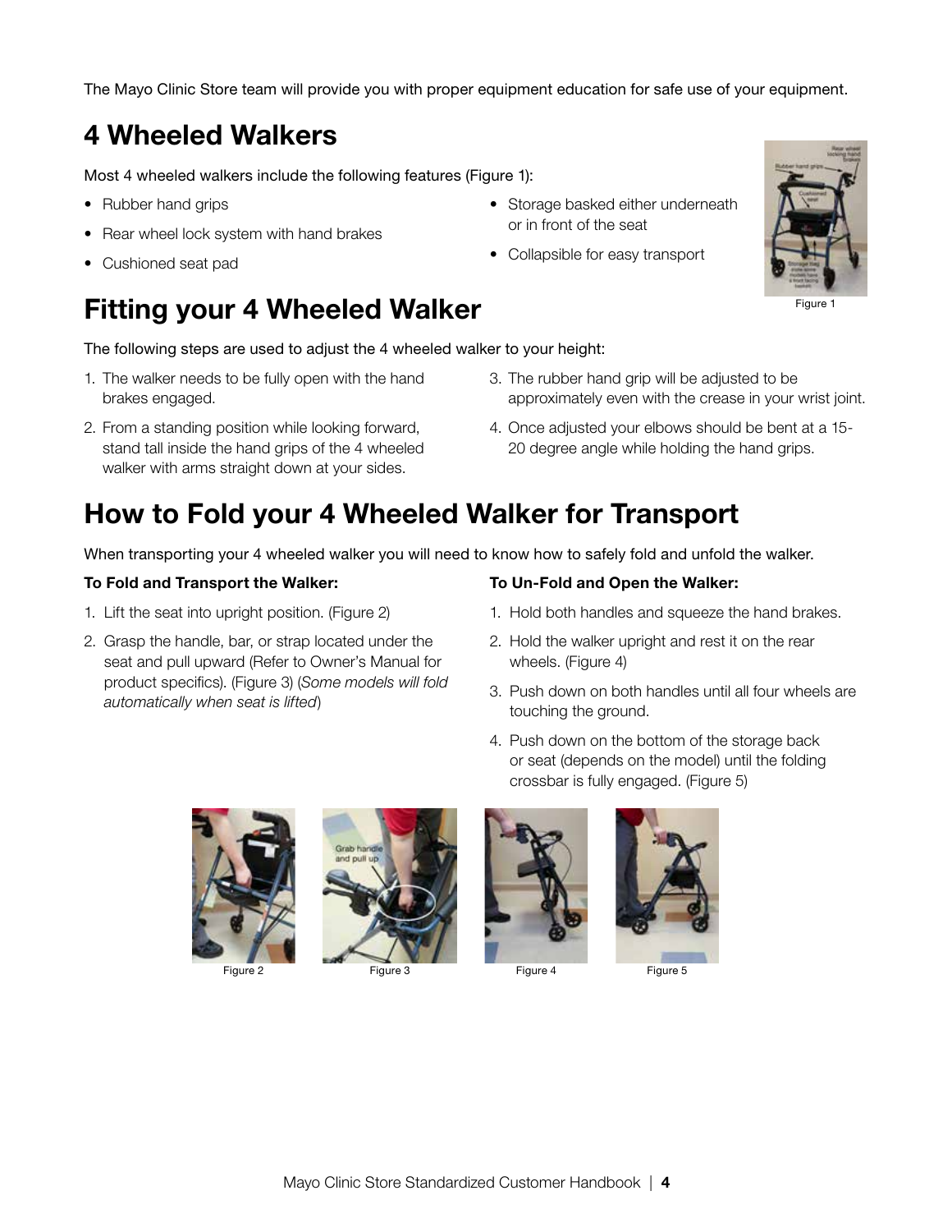The Mayo Clinic Store team will provide you with proper equipment education for safe use of your equipment.

# 4 Wheeled Walkers

Most 4 wheeled walkers include the following features (Figure 1):

- Rubber hand grips
- Rear wheel lock system with hand brakes
- Cushioned seat pad
- Storage basked either underneath or in front of the seat
- Collapsible for easy transport

Figure 1

# Fitting your 4 Wheeled Walker

The following steps are used to adjust the 4 wheeled walker to your height:

1. The walker needs to be fully open with the hand brakes engaged.
2. From a standing position while looking forward, stand tall inside the hand grips of the 4 wheeled walker with arms straight down at your sides.
3. The rubber hand grip will be adjusted to be approximately even with the crease in your wrist joint.
4. Once adjusted your elbows should be bent at a 15-20 degree angle while holding the hand grips.

# How to Fold your 4 Wheeled Walker for Transport

When transporting your 4 wheeled walker you will need to know how to safely fold and unfold the walker.

**To Fold and Transport the Walker:**

1. Lift the seat into upright position. (Figure 2)
2. Grasp the handle, bar, or strap located under the seat and pull upward (Refer to Owner's Manual for product specifics). (Figure 3) (*Some models will fold automatically when seat is lifted*)

**To Un-Fold and Open the Walker:**

1. Hold both handles and squeeze the hand brakes.
2. Hold the walker upright and rest it on the rear wheels. (Figure 4)
3. Push down on both handles until all four wheels are touching the ground.
4. Push down on the bottom of the storage back or seat (depends on the model) until the folding crossbar is fully engaged. (Figure 5)

Figure 2

Figure 3

Figure 4

Figure 5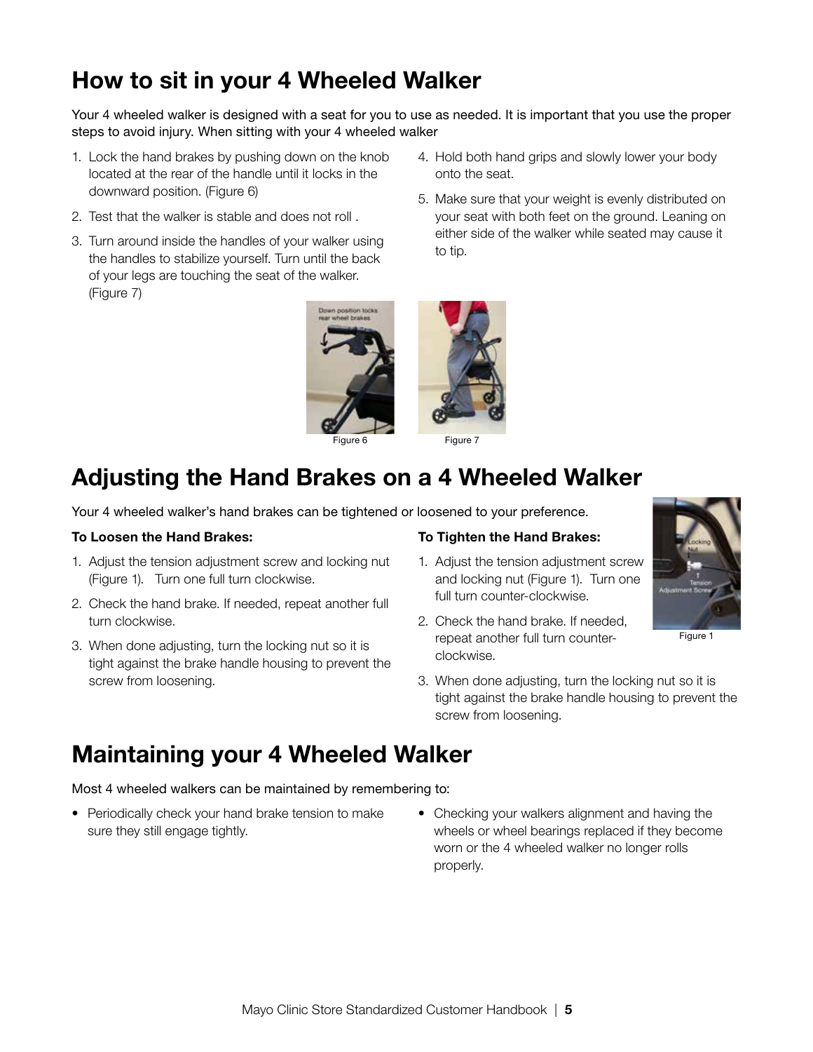## How to sit in your 4 Wheeled Walker

Your 4 wheeled walker is designed with a seat for you to use as needed. It is important that you use the proper steps to avoid injury. When sitting with your 4 wheeled walker

1. Lock the hand brakes by pushing down on the knob located at the rear of the handle until it locks in the downward position. (Figure 6)
2. Test that the walker is stable and does not roll .
3. Turn around inside the handles of your walker using the handles to stabilize yourself. Turn until the back of your legs are touching the seat of the walker. (Figure 7)
4. Hold both hand grips and slowly lower your body onto the seat.
5. Make sure that your weight is evenly distributed on your seat with both feet on the ground. Leaning on either side of the walker while seated may cause it to tip.

Figure 6

Figure 7

## Adjusting the Hand Brakes on a 4 Wheeled Walker

Your 4 wheeled walker's hand brakes can be tightened or loosened to your preference.

**To Loosen the Hand Brakes:**

1. Adjust the tension adjustment screw and locking nut (Figure 1). Turn one full turn clockwise.
2. Check the hand brake. If needed, repeat another full turn clockwise.
3. When done adjusting, turn the locking nut so it is tight against the brake handle housing to prevent the screw from loosening.

**To Tighten the Hand Brakes:**

1. Adjust the tension adjustment screw and locking nut (Figure 1). Turn one full turn counter-clockwise.
2. Check the hand brake. If needed, repeat another full turn counter-clockwise.
3. When done adjusting, turn the locking nut so it is tight against the brake handle housing to prevent the screw from loosening.

Figure 1

## Maintaining your 4 Wheeled Walker

Most 4 wheeled walkers can be maintained by remembering to:

- Periodically check your hand brake tension to make sure they still engage tightly.
- Checking your walkers alignment and having the wheels or wheel bearings replaced if they become worn or the 4 wheeled walker no longer rolls properly.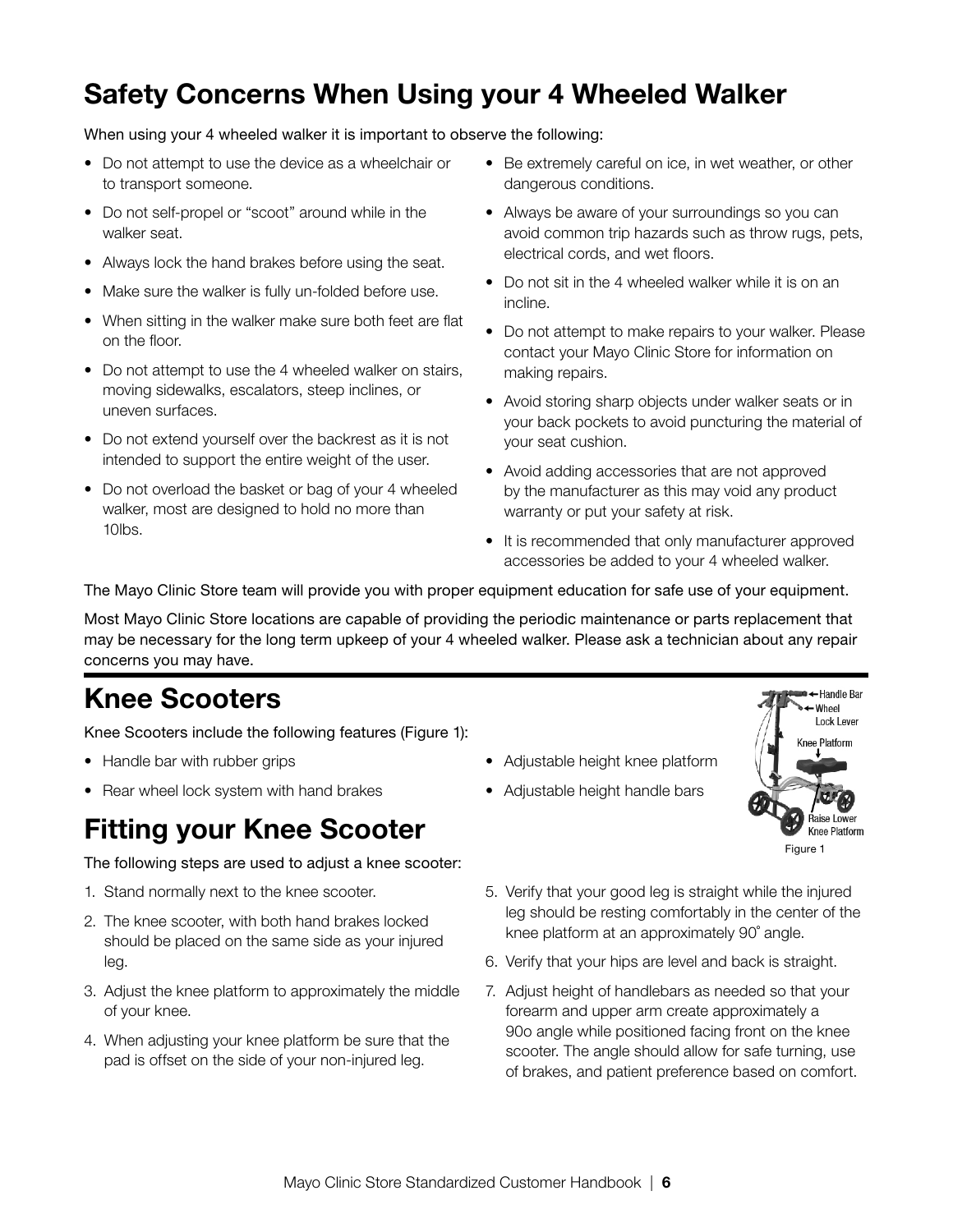## Safety Concerns When Using your 4 Wheeled Walker

When using your 4 wheeled walker it is important to observe the following:

- Do not attempt to use the device as a wheelchair or to transport someone.
- Do not self-propel or "scoot" around while in the walker seat.
- Always lock the hand brakes before using the seat.
- Make sure the walker is fully un-folded before use.
- When sitting in the walker make sure both feet are flat on the floor.
- Do not attempt to use the 4 wheeled walker on stairs, moving sidewalks, escalators, steep inclines, or uneven surfaces.
- Do not extend yourself over the backrest as it is not intended to support the entire weight of the user.
- Do not overload the basket or bag of your 4 wheeled walker, most are designed to hold no more than 10lbs.
- Be extremely careful on ice, in wet weather, or other dangerous conditions.
- Always be aware of your surroundings so you can avoid common trip hazards such as throw rugs, pets, electrical cords, and wet floors.
- Do not sit in the 4 wheeled walker while it is on an incline.
- Do not attempt to make repairs to your walker. Please contact your Mayo Clinic Store for information on making repairs.
- Avoid storing sharp objects under walker seats or in your back pockets to avoid puncturing the material of your seat cushion.
- Avoid adding accessories that are not approved by the manufacturer as this may void any product warranty or put your safety at risk.
- It is recommended that only manufacturer approved accessories be added to your 4 wheeled walker.

The Mayo Clinic Store team will provide you with proper equipment education for safe use of your equipment.

Most Mayo Clinic Store locations are capable of providing the periodic maintenance or parts replacement that may be necessary for the long term upkeep of your 4 wheeled walker. Please ask a technician about any repair concerns you may have.

## Knee Scooters

Knee Scooters include the following features (Figure 1):

- Handle bar with rubber grips
- Rear wheel lock system with hand brakes
- Adjustable height knee platform
- Adjustable height handle bars

Handle Bar
Wheel Lock Lever
Knee Platform
Raise Lower Knee Platform

Figure 1

## Fitting your Knee Scooter

The following steps are used to adjust a knee scooter:

1. Stand normally next to the knee scooter.
2. The knee scooter, with both hand brakes locked should be placed on the same side as your injured leg.
3. Adjust the knee platform to approximately the middle of your knee.
4. When adjusting your knee platform be sure that the pad is offset on the side of your non-injured leg.
5. Verify that your good leg is straight while the injured leg should be resting comfortably in the center of the knee platform at an approximately 90˚ angle.
6. Verify that your hips are level and back is straight.
7. Adjust height of handlebars as needed so that your forearm and upper arm create approximately a 90o angle while positioned facing front on the knee scooter. The angle should allow for safe turning, use of brakes, and patient preference based on comfort.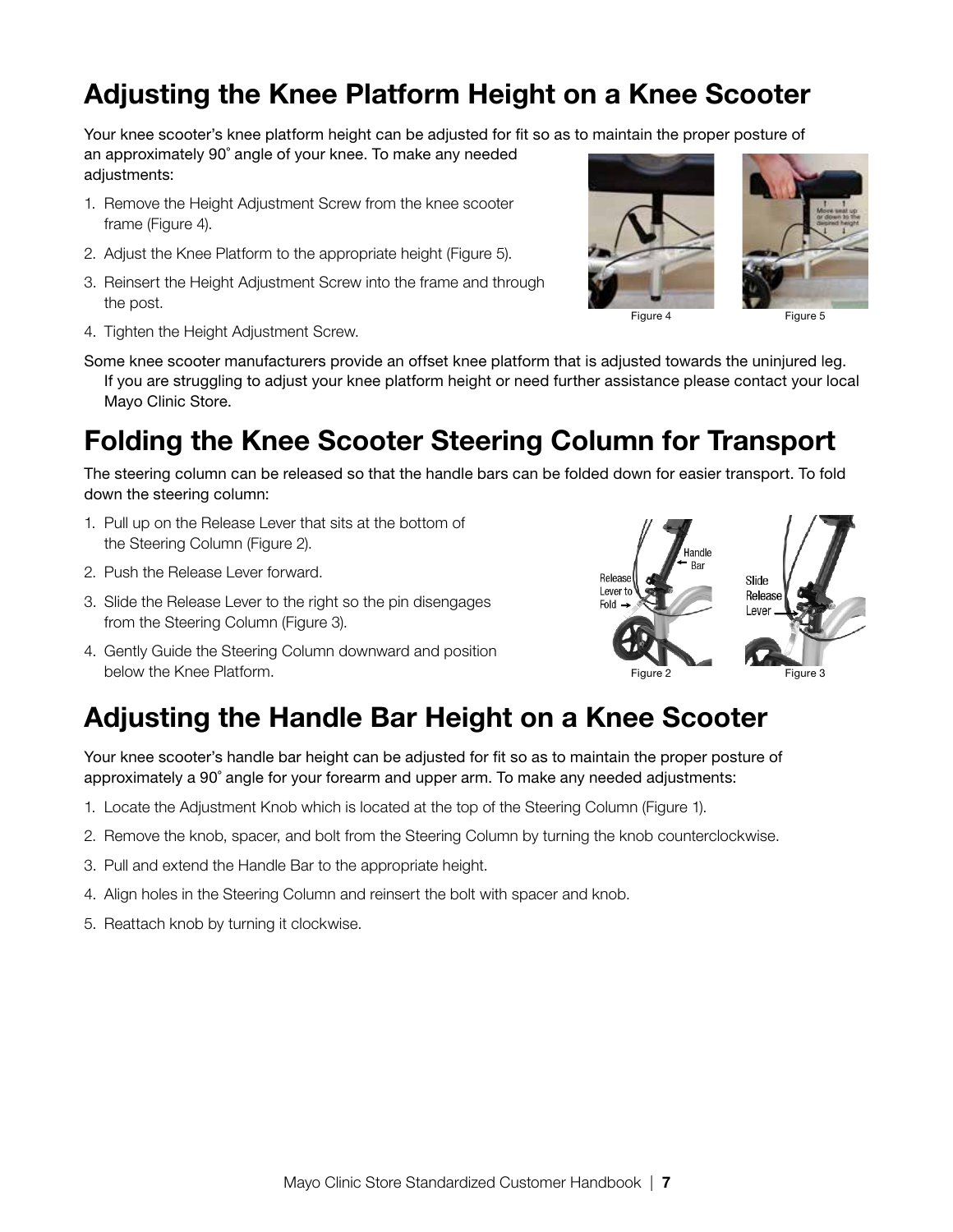# Adjusting the Knee Platform Height on a Knee Scooter

Your knee scooter's knee platform height can be adjusted for fit so as to maintain the proper posture of an approximately 90˚ angle of your knee. To make any needed adjustments:

1. Remove the Height Adjustment Screw from the knee scooter frame (Figure 4).
2. Adjust the Knee Platform to the appropriate height (Figure 5).
3. Reinsert the Height Adjustment Screw into the frame and through the post.
4. Tighten the Height Adjustment Screw.

Figure 4

Figure 5

Some knee scooter manufacturers provide an offset knee platform that is adjusted towards the uninjured leg. If you are struggling to adjust your knee platform height or need further assistance please contact your local Mayo Clinic Store.

# Folding the Knee Scooter Steering Column for Transport

The steering column can be released so that the handle bars can be folded down for easier transport. To fold down the steering column:

1. Pull up on the Release Lever that sits at the bottom of the Steering Column (Figure 2).
2. Push the Release Lever forward.
3. Slide the Release Lever to the right so the pin disengages from the Steering Column (Figure 3).
4. Gently Guide the Steering Column downward and position below the Knee Platform.

Figure 2

Figure 3

# Adjusting the Handle Bar Height on a Knee Scooter

Your knee scooter's handle bar height can be adjusted for fit so as to maintain the proper posture of approximately a 90˚ angle for your forearm and upper arm. To make any needed adjustments:

1. Locate the Adjustment Knob which is located at the top of the Steering Column (Figure 1).
2. Remove the knob, spacer, and bolt from the Steering Column by turning the knob counterclockwise.
3. Pull and extend the Handle Bar to the appropriate height.
4. Align holes in the Steering Column and reinsert the bolt with spacer and knob.
5. Reattach knob by turning it clockwise.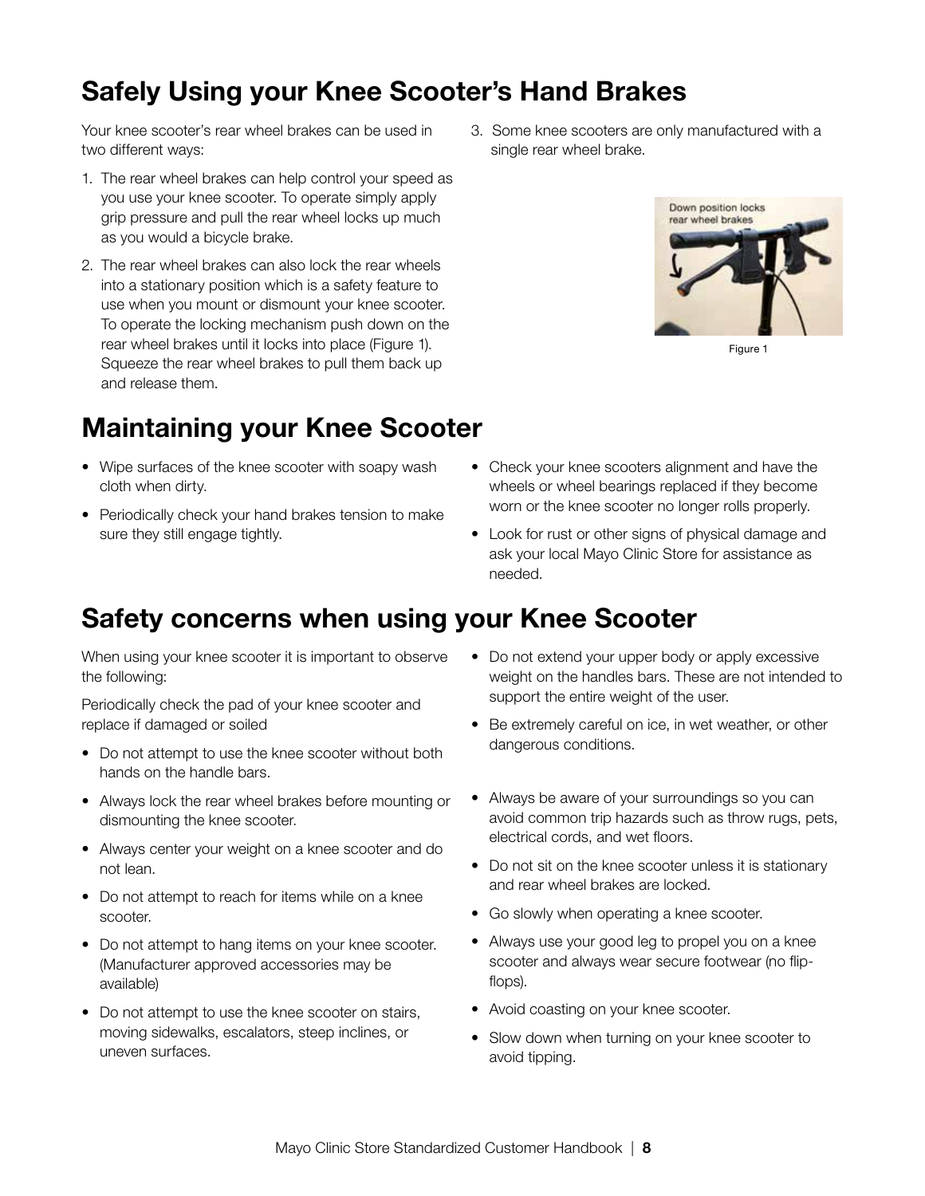## Safely Using your Knee Scooter's Hand Brakes

Your knee scooter's rear wheel brakes can be used in two different ways:

1. The rear wheel brakes can help control your speed as you use your knee scooter. To operate simply apply grip pressure and pull the rear wheel locks up much as you would a bicycle brake.
2. The rear wheel brakes can also lock the rear wheels into a stationary position which is a safety feature to use when you mount or dismount your knee scooter. To operate the locking mechanism push down on the rear wheel brakes until it locks into place (Figure 1). Squeeze the rear wheel brakes to pull them back up and release them.
3. Some knee scooters are only manufactured with a single rear wheel brake.

Down position locks rear wheel brakes

Figure 1

## Maintaining your Knee Scooter

- Wipe surfaces of the knee scooter with soapy wash cloth when dirty.
- Periodically check your hand brakes tension to make sure they still engage tightly.
- Check your knee scooters alignment and have the wheels or wheel bearings replaced if they become worn or the knee scooter no longer rolls properly.
- Look for rust or other signs of physical damage and ask your local Mayo Clinic Store for assistance as needed.

## Safety concerns when using your Knee Scooter

When using your knee scooter it is important to observe the following:

Periodically check the pad of your knee scooter and replace if damaged or soiled

- Do not attempt to use the knee scooter without both hands on the handle bars.
- Always lock the rear wheel brakes before mounting or dismounting the knee scooter.
- Always center your weight on a knee scooter and do not lean.
- Do not attempt to reach for items while on a knee scooter.
- Do not attempt to hang items on your knee scooter. (Manufacturer approved accessories may be available)
- Do not attempt to use the knee scooter on stairs, moving sidewalks, escalators, steep inclines, or uneven surfaces.
- Do not extend your upper body or apply excessive weight on the handles bars. These are not intended to support the entire weight of the user.
- Be extremely careful on ice, in wet weather, or other dangerous conditions.
- Always be aware of your surroundings so you can avoid common trip hazards such as throw rugs, pets, electrical cords, and wet floors.
- Do not sit on the knee scooter unless it is stationary and rear wheel brakes are locked.
- Go slowly when operating a knee scooter.
- Always use your good leg to propel you on a knee scooter and always wear secure footwear (no flip-flops).
- Avoid coasting on your knee scooter.
- Slow down when turning on your knee scooter to avoid tipping.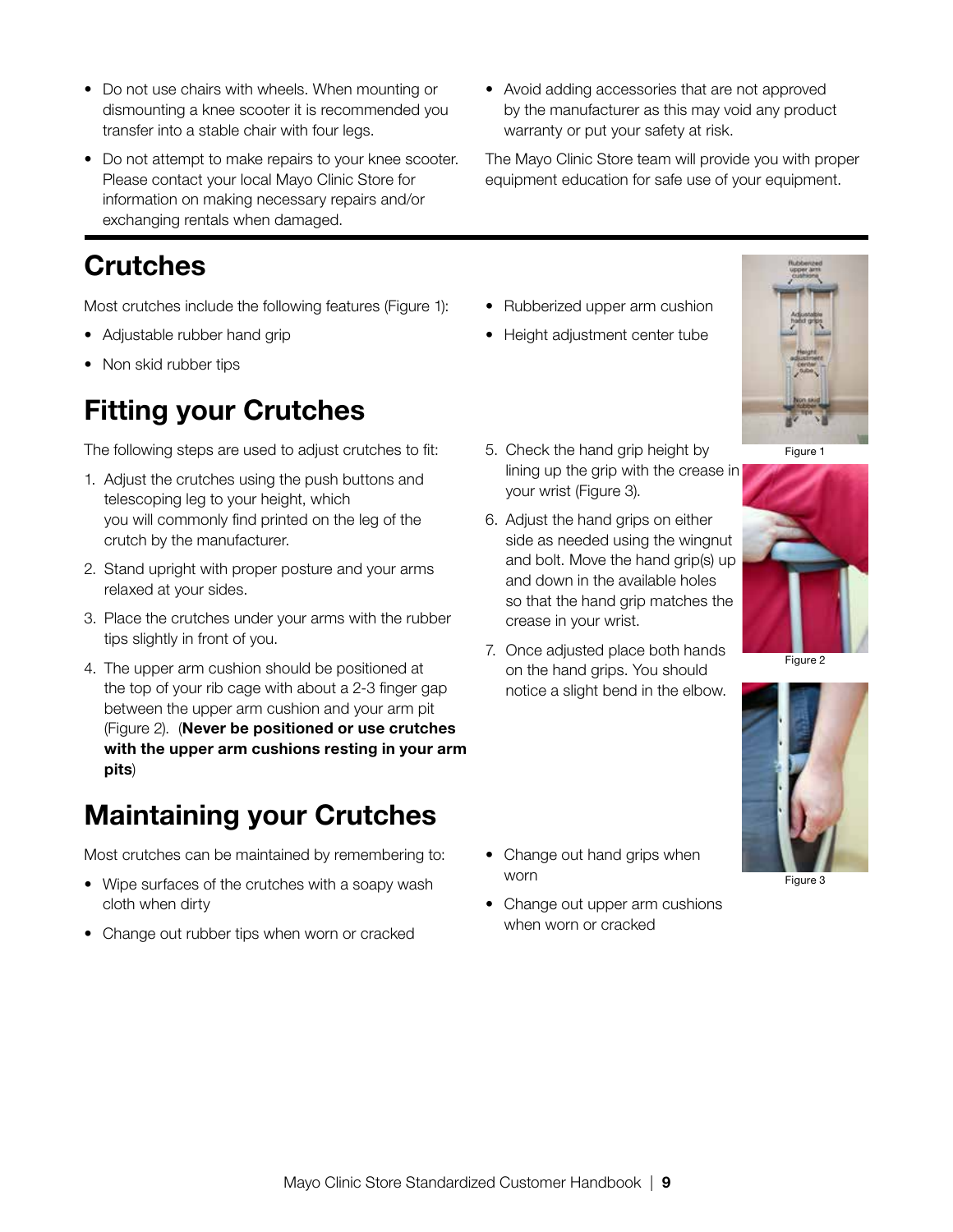- Do not use chairs with wheels. When mounting or dismounting a knee scooter it is recommended you transfer into a stable chair with four legs.
- Do not attempt to make repairs to your knee scooter. Please contact your local Mayo Clinic Store for information on making necessary repairs and/or exchanging rentals when damaged.
- Avoid adding accessories that are not approved by the manufacturer as this may void any product warranty or put your safety at risk.

The Mayo Clinic Store team will provide you with proper equipment education for safe use of your equipment.

# Crutches

Most crutches include the following features (Figure 1):

- Adjustable rubber hand grip
- Non skid rubber tips
- Rubberized upper arm cushion
- Height adjustment center tube

Figure 1

## Fitting your Crutches

The following steps are used to adjust crutches to fit:

1. Adjust the crutches using the push buttons and telescoping leg to your height, which you will commonly find printed on the leg of the crutch by the manufacturer.
2. Stand upright with proper posture and your arms relaxed at your sides.
3. Place the crutches under your arms with the rubber tips slightly in front of you.
4. The upper arm cushion should be positioned at the top of your rib cage with about a 2-3 finger gap between the upper arm cushion and your arm pit (Figure 2). (**Never be positioned or use crutches with the upper arm cushions resting in your arm pits**)
5. Check the hand grip height by lining up the grip with the crease in your wrist (Figure 3).
6. Adjust the hand grips on either side as needed using the wingnut and bolt. Move the hand grip(s) up and down in the available holes so that the hand grip matches the crease in your wrist.
7. Once adjusted place both hands on the hand grips. You should notice a slight bend in the elbow.

Figure 2

Figure 3

## Maintaining your Crutches

Most crutches can be maintained by remembering to:

- Wipe surfaces of the crutches with a soapy wash cloth when dirty
- Change out rubber tips when worn or cracked
- Change out hand grips when worn
- Change out upper arm cushions when worn or cracked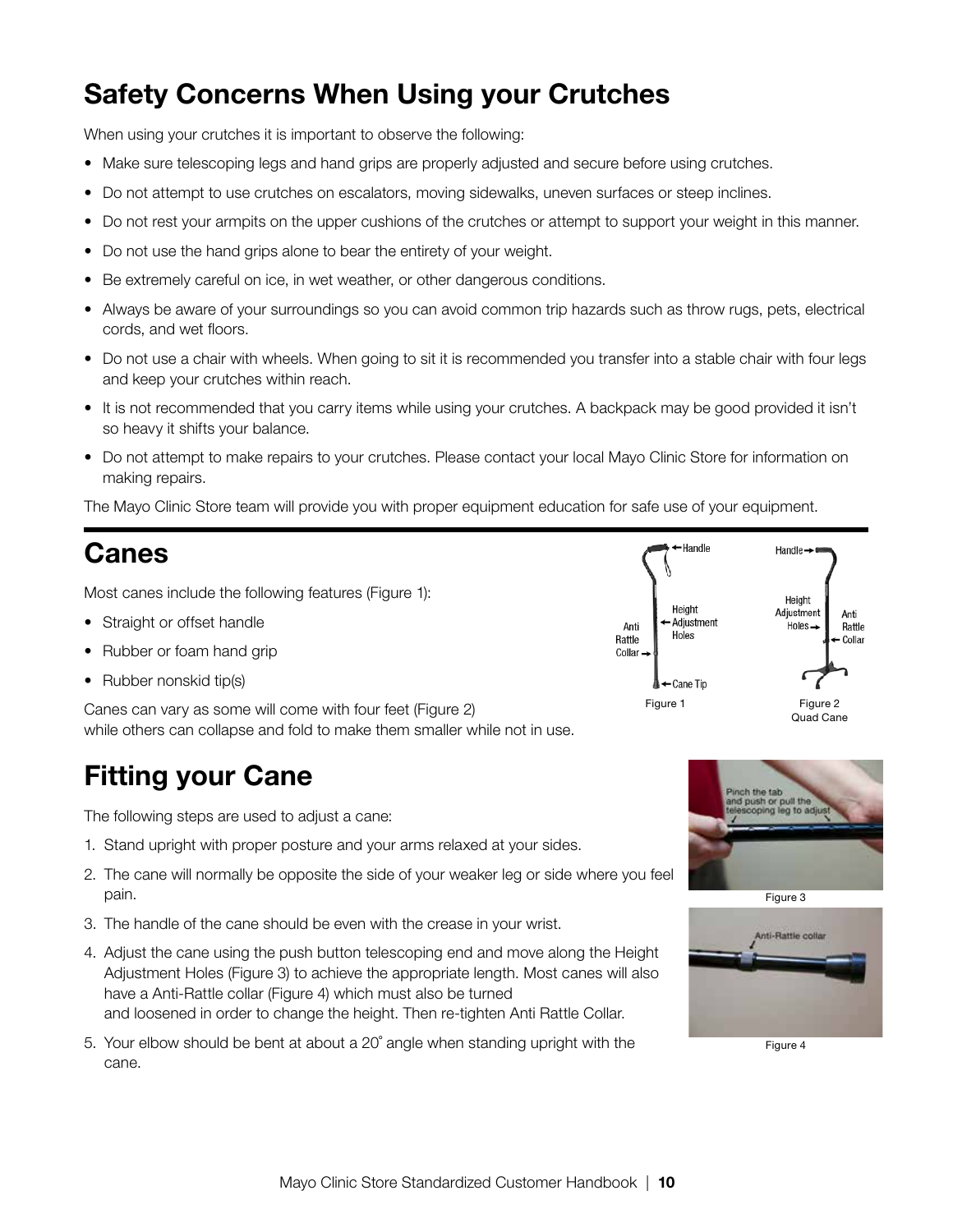## Safety Concerns When Using your Crutches

When using your crutches it is important to observe the following:

- Make sure telescoping legs and hand grips are properly adjusted and secure before using crutches.
- Do not attempt to use crutches on escalators, moving sidewalks, uneven surfaces or steep inclines.
- Do not rest your armpits on the upper cushions of the crutches or attempt to support your weight in this manner.
- Do not use the hand grips alone to bear the entirety of your weight.
- Be extremely careful on ice, in wet weather, or other dangerous conditions.
- Always be aware of your surroundings so you can avoid common trip hazards such as throw rugs, pets, electrical cords, and wet floors.
- Do not use a chair with wheels. When going to sit it is recommended you transfer into a stable chair with four legs and keep your crutches within reach.
- It is not recommended that you carry items while using your crutches. A backpack may be good provided it isn't so heavy it shifts your balance.
- Do not attempt to make repairs to your crutches. Please contact your local Mayo Clinic Store for information on making repairs.

The Mayo Clinic Store team will provide you with proper equipment education for safe use of your equipment.

## Canes

Most canes include the following features (Figure 1):

- Straight or offset handle
- Rubber or foam hand grip
- Rubber nonskid tip(s)

Canes can vary as some will come with four feet (Figure 2) while others can collapse and fold to make them smaller while not in use.

Handle, Height Adjustment Holes, Anti Rattle Collar, Cane Tip

Figure 1

Handle, Height Adjustment Holes, Anti Rattle Collar

Figure 2
Quad Cane

## Fitting your Cane

The following steps are used to adjust a cane:

1. Stand upright with proper posture and your arms relaxed at your sides.
2. The cane will normally be opposite the side of your weaker leg or side where you feel pain.
3. The handle of the cane should be even with the crease in your wrist.
4. Adjust the cane using the push button telescoping end and move along the Height Adjustment Holes (Figure 3) to achieve the appropriate length. Most canes will also have a Anti-Rattle collar (Figure 4) which must also be turned and loosened in order to change the height. Then re-tighten Anti Rattle Collar.
5. Your elbow should be bent at about a 20˚ angle when standing upright with the cane.

Pinch the tab and push or pull the telescoping leg to adjust

Figure 3

Anti-Rattle collar

Figure 4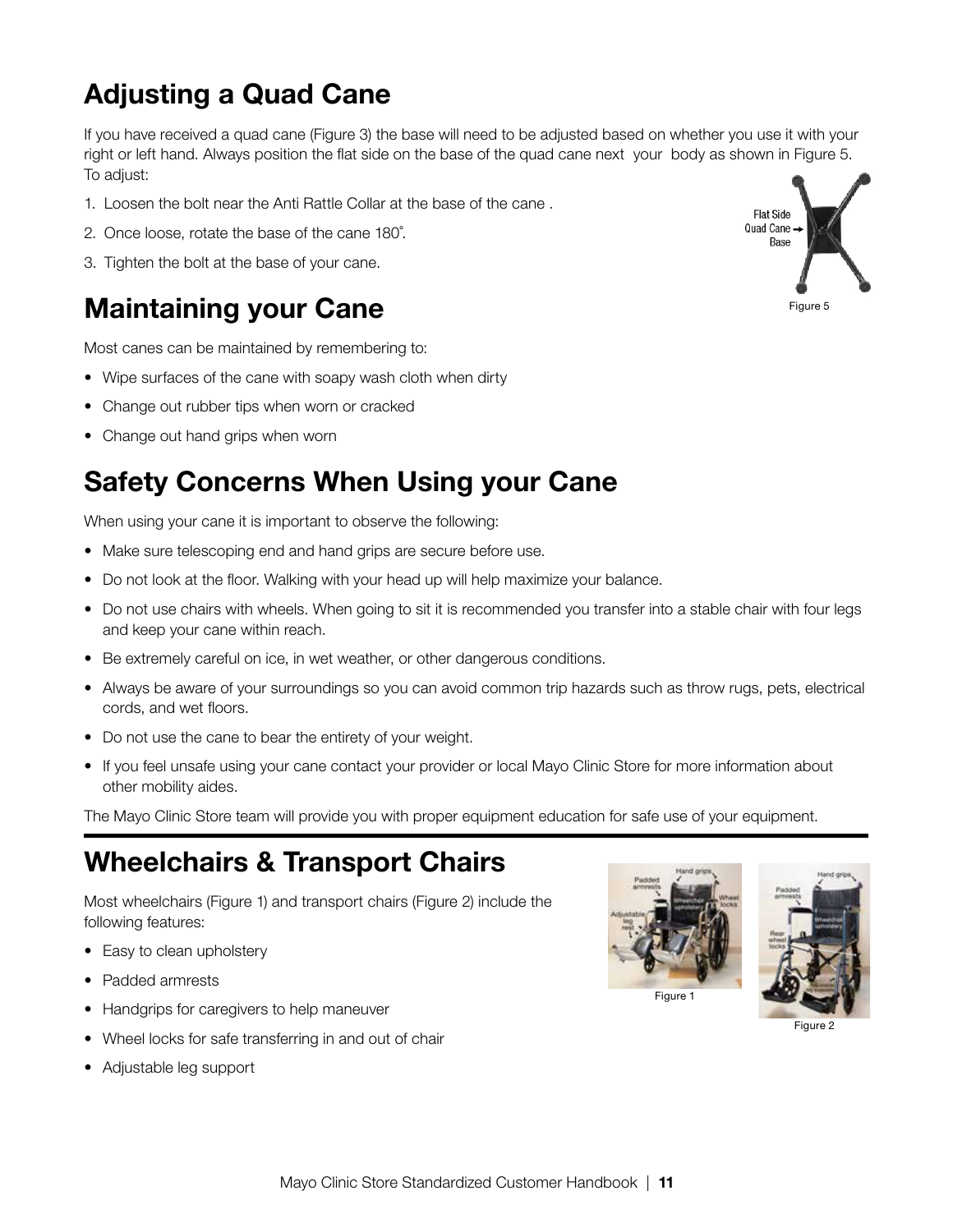## Adjusting a Quad Cane

If you have received a quad cane (Figure 3) the base will need to be adjusted based on whether you use it with your right or left hand. Always position the flat side on the base of the quad cane next your body as shown in Figure 5. To adjust:

1. Loosen the bolt near the Anti Rattle Collar at the base of the cane .
2. Once loose, rotate the base of the cane 180˚.
3. Tighten the bolt at the base of your cane.

Flat Side Quad Cane Base

Figure 5

## Maintaining your Cane

Most canes can be maintained by remembering to:

- Wipe surfaces of the cane with soapy wash cloth when dirty
- Change out rubber tips when worn or cracked
- Change out hand grips when worn

## Safety Concerns When Using your Cane

When using your cane it is important to observe the following:

- Make sure telescoping end and hand grips are secure before use.
- Do not look at the floor. Walking with your head up will help maximize your balance.
- Do not use chairs with wheels. When going to sit it is recommended you transfer into a stable chair with four legs and keep your cane within reach.
- Be extremely careful on ice, in wet weather, or other dangerous conditions.
- Always be aware of your surroundings so you can avoid common trip hazards such as throw rugs, pets, electrical cords, and wet floors.
- Do not use the cane to bear the entirety of your weight.
- If you feel unsafe using your cane contact your provider or local Mayo Clinic Store for more information about other mobility aides.

The Mayo Clinic Store team will provide you with proper equipment education for safe use of your equipment.

## Wheelchairs & Transport Chairs

Most wheelchairs (Figure 1) and transport chairs (Figure 2) include the following features:

- Easy to clean upholstery
- Padded armrests
- Handgrips for caregivers to help maneuver
- Wheel locks for safe transferring in and out of chair
- Adjustable leg support

Figure 1

Figure 2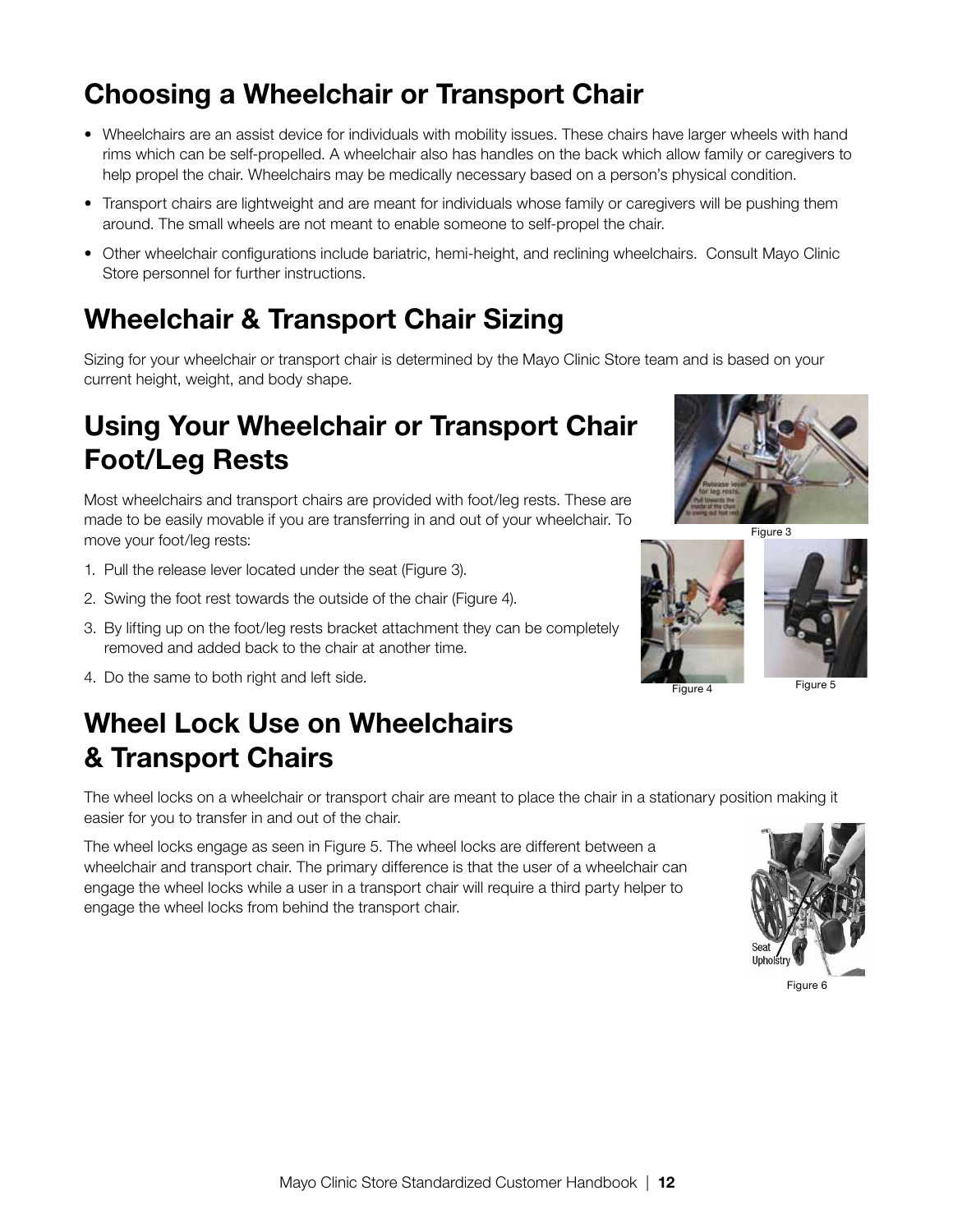## Choosing a Wheelchair or Transport Chair

- Wheelchairs are an assist device for individuals with mobility issues. These chairs have larger wheels with hand rims which can be self-propelled. A wheelchair also has handles on the back which allow family or caregivers to help propel the chair. Wheelchairs may be medically necessary based on a person's physical condition.
- Transport chairs are lightweight and are meant for individuals whose family or caregivers will be pushing them around. The small wheels are not meant to enable someone to self-propel the chair.
- Other wheelchair configurations include bariatric, hemi-height, and reclining wheelchairs. Consult Mayo Clinic Store personnel for further instructions.

## Wheelchair & Transport Chair Sizing

Sizing for your wheelchair or transport chair is determined by the Mayo Clinic Store team and is based on your current height, weight, and body shape.

## Using Your Wheelchair or Transport Chair Foot/Leg Rests

Most wheelchairs and transport chairs are provided with foot/leg rests. These are made to be easily movable if you are transferring in and out of your wheelchair. To move your foot/leg rests:

1. Pull the release lever located under the seat (Figure 3).
2. Swing the foot rest towards the outside of the chair (Figure 4).
3. By lifting up on the foot/leg rests bracket attachment they can be completely removed and added back to the chair at another time.
4. Do the same to both right and left side.

Figure 3

Figure 4

Figure 5

## Wheel Lock Use on Wheelchairs & Transport Chairs

The wheel locks on a wheelchair or transport chair are meant to place the chair in a stationary position making it easier for you to transfer in and out of the chair.

The wheel locks engage as seen in Figure 5. The wheel locks are different between a wheelchair and transport chair. The primary difference is that the user of a wheelchair can engage the wheel locks while a user in a transport chair will require a third party helper to engage the wheel locks from behind the transport chair.

Figure 6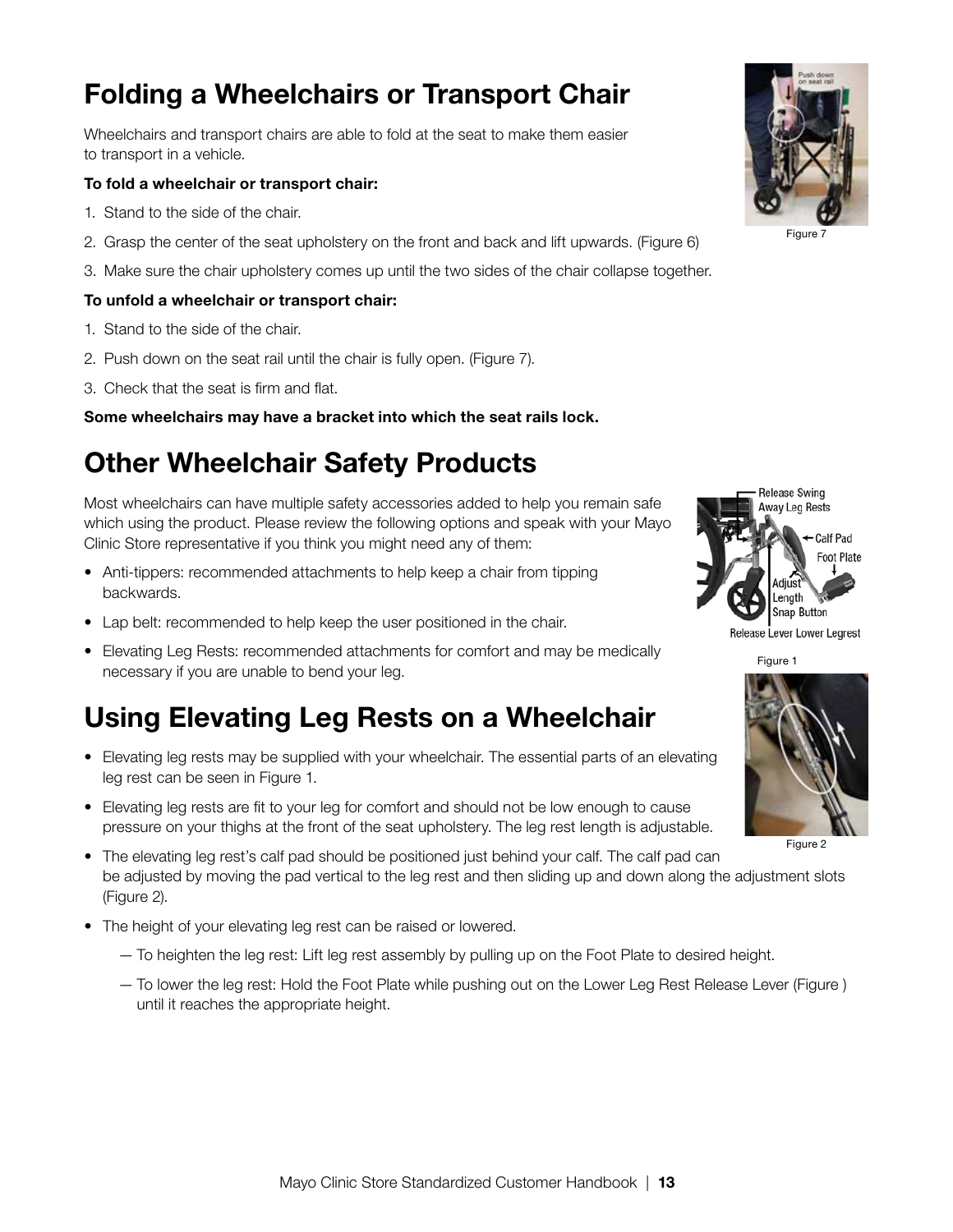# Folding a Wheelchairs or Transport Chair

Wheelchairs and transport chairs are able to fold at the seat to make them easier to transport in a vehicle.

**To fold a wheelchair or transport chair:**

1. Stand to the side of the chair.
2. Grasp the center of the seat upholstery on the front and back and lift upwards. (Figure 6)
3. Make sure the chair upholstery comes up until the two sides of the chair collapse together.

**To unfold a wheelchair or transport chair:**

1. Stand to the side of the chair.
2. Push down on the seat rail until the chair is fully open. (Figure 7).
3. Check that the seat is firm and flat.

**Some wheelchairs may have a bracket into which the seat rails lock.**

Figure 7

# Other Wheelchair Safety Products

Most wheelchairs can have multiple safety accessories added to help you remain safe which using the product. Please review the following options and speak with your Mayo Clinic Store representative if you think you might need any of them:

- Anti-tippers: recommended attachments to help keep a chair from tipping backwards.
- Lap belt: recommended to help keep the user positioned in the chair.
- Elevating Leg Rests: recommended attachments for comfort and may be medically necessary if you are unable to bend your leg.

Figure 1

# Using Elevating Leg Rests on a Wheelchair

- Elevating leg rests may be supplied with your wheelchair. The essential parts of an elevating leg rest can be seen in Figure 1.
- Elevating leg rests are fit to your leg for comfort and should not be low enough to cause pressure on your thighs at the front of the seat upholstery. The leg rest length is adjustable.
- The elevating leg rest's calf pad should be positioned just behind your calf. The calf pad can be adjusted by moving the pad vertical to the leg rest and then sliding up and down along the adjustment slots (Figure 2).
- The height of your elevating leg rest can be raised or lowered.
  - To heighten the leg rest: Lift leg rest assembly by pulling up on the Foot Plate to desired height.
  - To lower the leg rest: Hold the Foot Plate while pushing out on the Lower Leg Rest Release Lever (Figure ) until it reaches the appropriate height.

Figure 2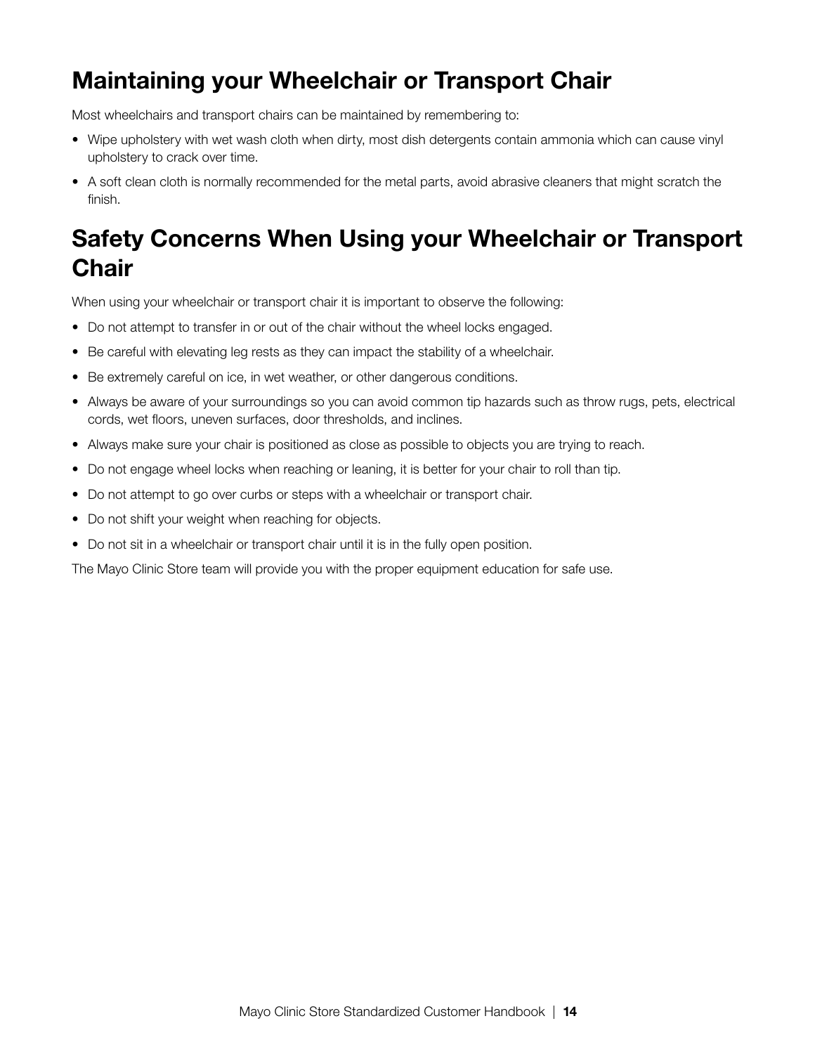## Maintaining your Wheelchair or Transport Chair

Most wheelchairs and transport chairs can be maintained by remembering to:

- Wipe upholstery with wet wash cloth when dirty, most dish detergents contain ammonia which can cause vinyl upholstery to crack over time.
- A soft clean cloth is normally recommended for the metal parts, avoid abrasive cleaners that might scratch the finish.

## Safety Concerns When Using your Wheelchair or Transport Chair

When using your wheelchair or transport chair it is important to observe the following:

- Do not attempt to transfer in or out of the chair without the wheel locks engaged.
- Be careful with elevating leg rests as they can impact the stability of a wheelchair.
- Be extremely careful on ice, in wet weather, or other dangerous conditions.
- Always be aware of your surroundings so you can avoid common tip hazards such as throw rugs, pets, electrical cords, wet floors, uneven surfaces, door thresholds, and inclines.
- Always make sure your chair is positioned as close as possible to objects you are trying to reach.
- Do not engage wheel locks when reaching or leaning, it is better for your chair to roll than tip.
- Do not attempt to go over curbs or steps with a wheelchair or transport chair.
- Do not shift your weight when reaching for objects.
- Do not sit in a wheelchair or transport chair until it is in the fully open position.

The Mayo Clinic Store team will provide you with the proper equipment education for safe use.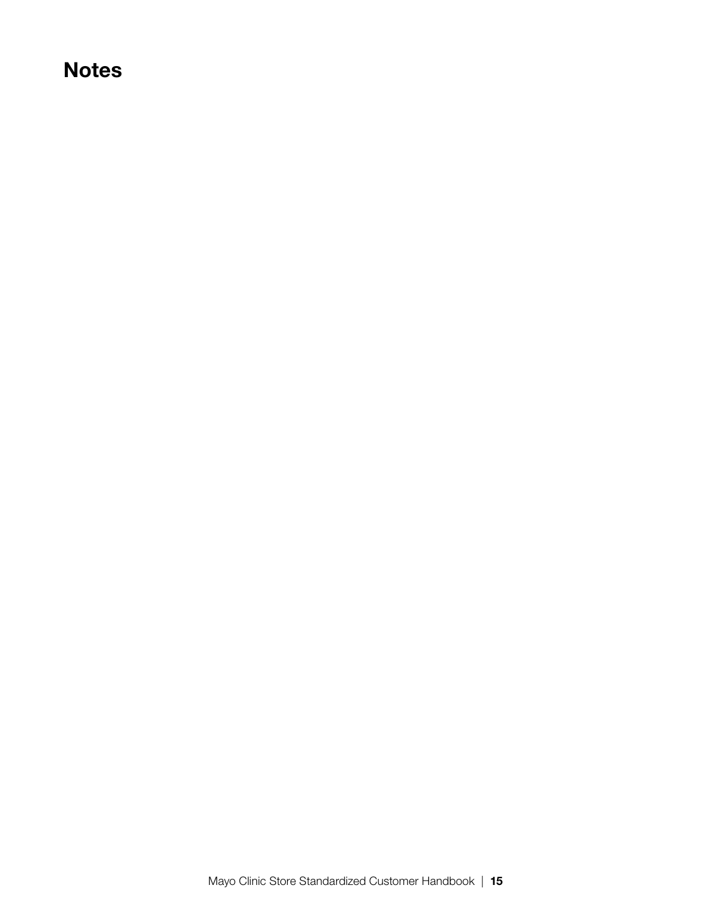# Notes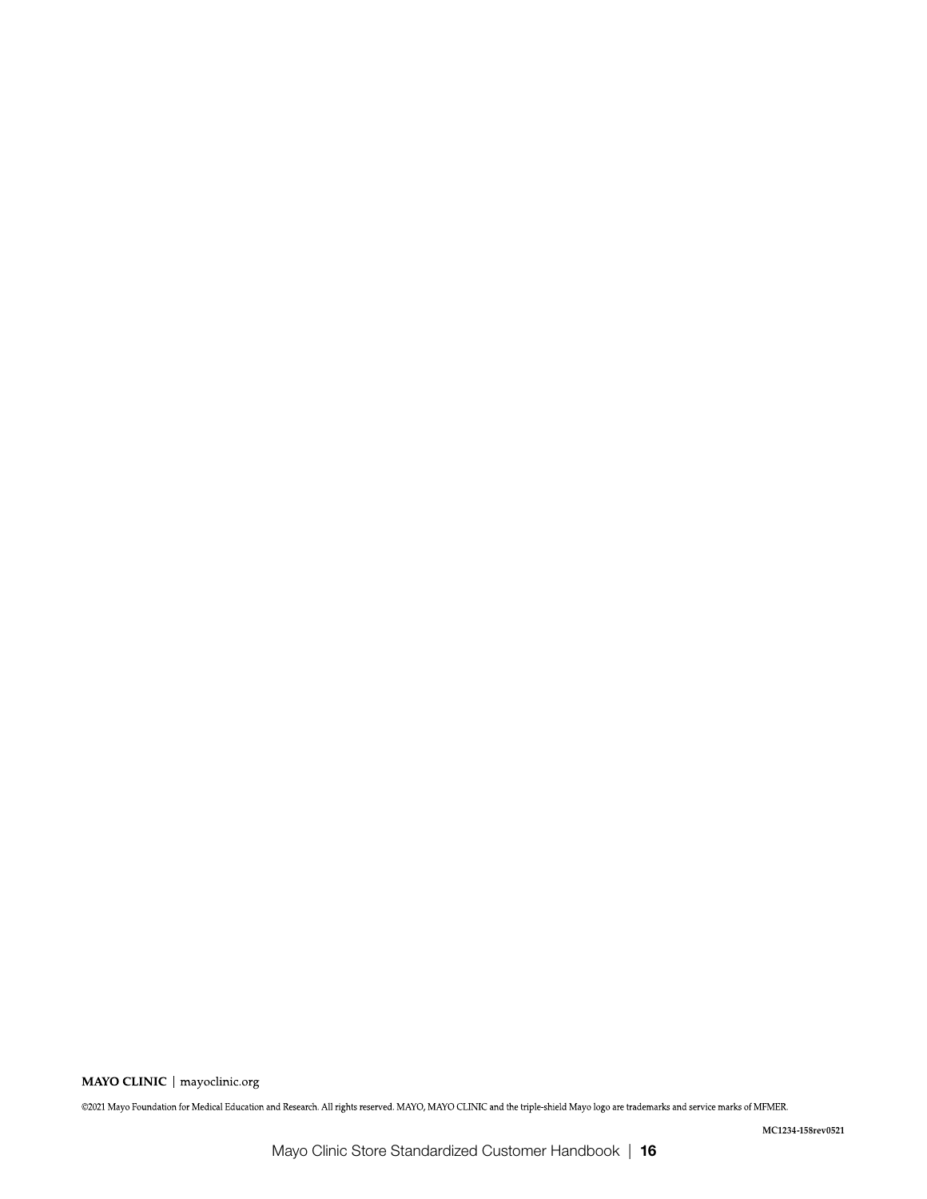**MAYO CLINIC** | mayoclinic.org

©2021 Mayo Foundation for Medical Education and Research. All rights reserved. MAYO, MAYO CLINIC and the triple-shield Mayo logo are trademarks and service marks of MFMER.

**MC1234-158rev0521**